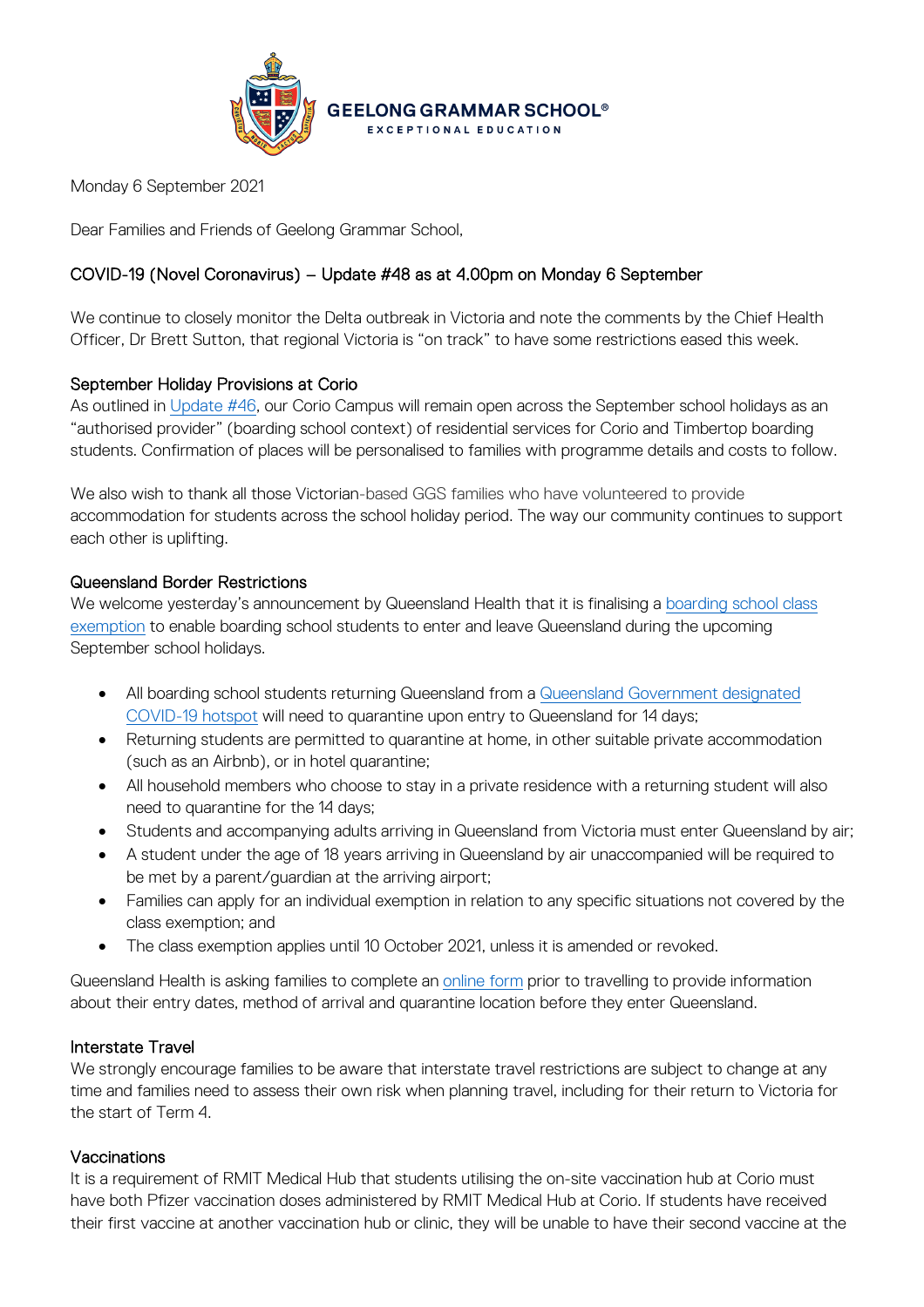GEELONG GRAMMAR SCHOOL®
EXCEPTIONAL EDUCATION

Monday 6 September 2021

Dear Families and Friends of Geelong Grammar School,

## COVID-19 (Novel Coronavirus) – Update #48 as at 4.00pm on Monday 6 September

We continue to closely monitor the Delta outbreak in Victoria and note the comments by the Chief Health Officer, Dr Brett Sutton, that regional Victoria is "on track" to have some restrictions eased this week.

### September Holiday Provisions at Corio

As outlined in Update #46, our Corio Campus will remain open across the September school holidays as an "authorised provider" (boarding school context) of residential services for Corio and Timbertop boarding students. Confirmation of places will be personalised to families with programme details and costs to follow.

We also wish to thank all those Victorian-based GGS families who have volunteered to provide accommodation for students across the school holiday period. The way our community continues to support each other is uplifting.

### Queensland Border Restrictions

We welcome yesterday's announcement by Queensland Health that it is finalising a boarding school class exemption to enable boarding school students to enter and leave Queensland during the upcoming September school holidays.

- All boarding school students returning Queensland from a Queensland Government designated COVID-19 hotspot will need to quarantine upon entry to Queensland for 14 days;
- Returning students are permitted to quarantine at home, in other suitable private accommodation (such as an Airbnb), or in hotel quarantine;
- All household members who choose to stay in a private residence with a returning student will also need to quarantine for the 14 days;
- Students and accompanying adults arriving in Queensland from Victoria must enter Queensland by air;
- A student under the age of 18 years arriving in Queensland by air unaccompanied will be required to be met by a parent/guardian at the arriving airport;
- Families can apply for an individual exemption in relation to any specific situations not covered by the class exemption; and
- The class exemption applies until 10 October 2021, unless it is amended or revoked.

Queensland Health is asking families to complete an online form prior to travelling to provide information about their entry dates, method of arrival and quarantine location before they enter Queensland.

### Interstate Travel

We strongly encourage families to be aware that interstate travel restrictions are subject to change at any time and families need to assess their own risk when planning travel, including for their return to Victoria for the start of Term 4.

### Vaccinations

It is a requirement of RMIT Medical Hub that students utilising the on-site vaccination hub at Corio must have both Pfizer vaccination doses administered by RMIT Medical Hub at Corio. If students have received their first vaccine at another vaccination hub or clinic, they will be unable to have their second vaccine at the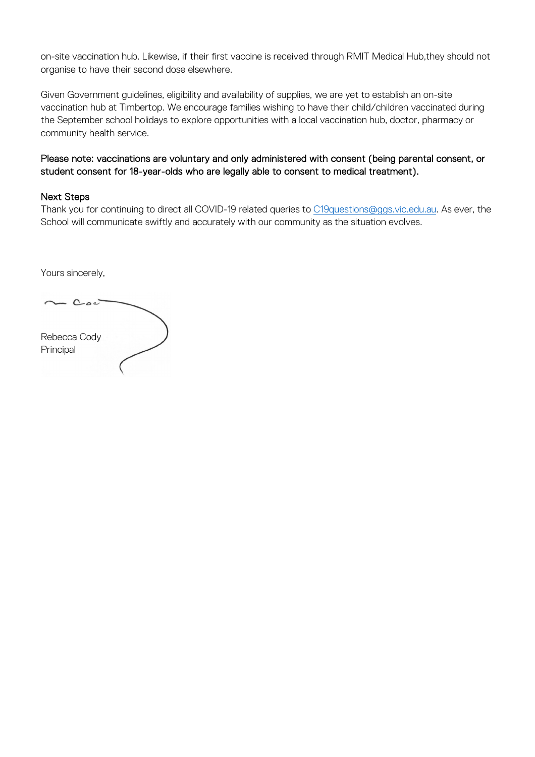on-site vaccination hub. Likewise, if their first vaccine is received through RMIT Medical Hub,they should not organise to have their second dose elsewhere.

Given Government guidelines, eligibility and availability of supplies, we are yet to establish an on-site vaccination hub at Timbertop. We encourage families wishing to have their child/children vaccinated during the September school holidays to explore opportunities with a local vaccination hub, doctor, pharmacy or community health service.

**Please note: vaccinations are voluntary and only administered with consent (being parental consent, or student consent for 18-year-olds who are legally able to consent to medical treatment).**

**Next Steps**
Thank you for continuing to direct all COVID-19 related queries to [C19questions@ggs.vic.edu.au](mailto:C19questions@ggs.vic.edu.au). As ever, the School will communicate swiftly and accurately with our community as the situation evolves.

Yours sincerely,

Rebecca Cody
Principal